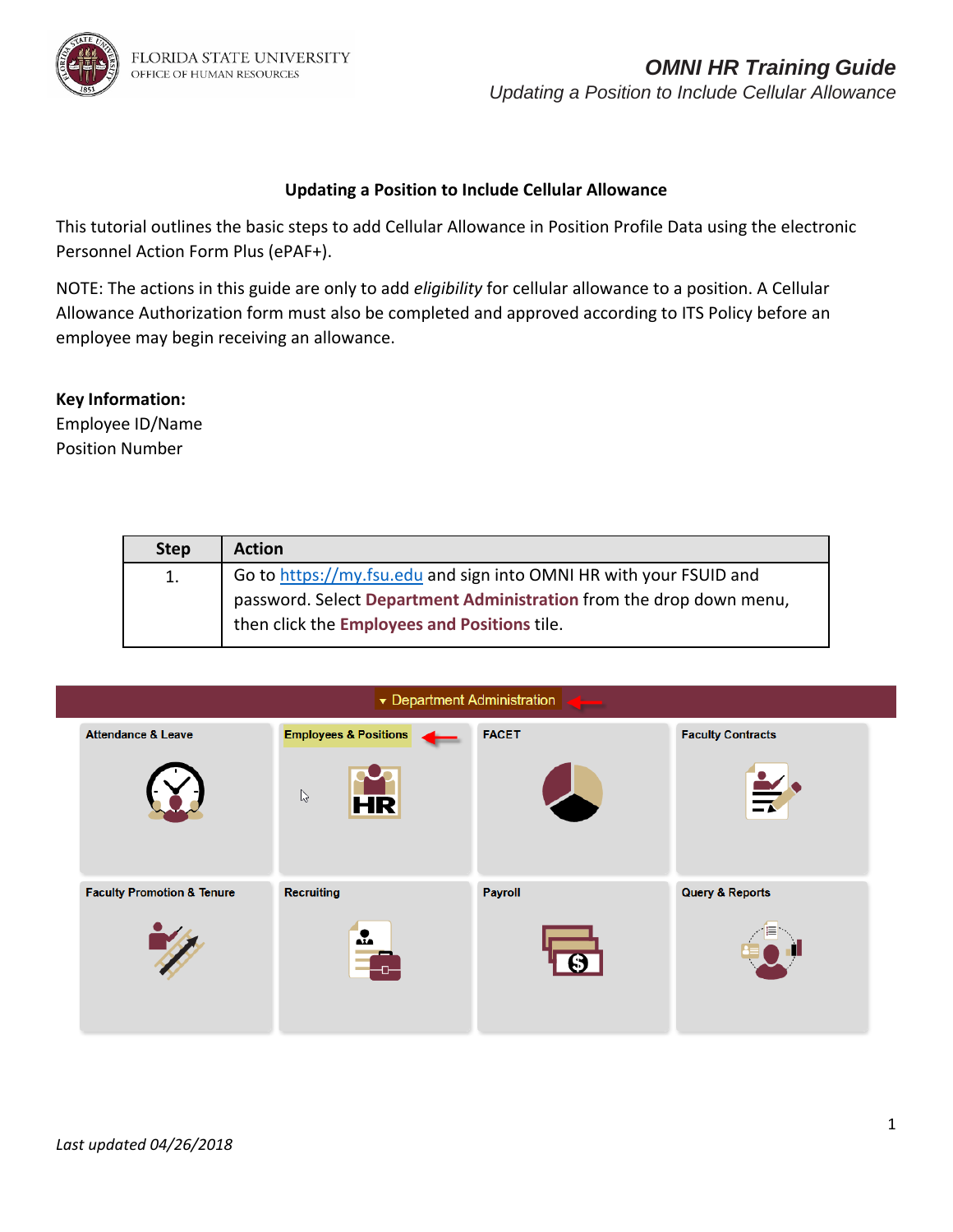# Updating a Position to Include Cellular Allowance

This tutorial outlines the basic steps to add Cellular Allowance in Position Profile Data using the electronic Personnel Action Form Plus (ePAF+).

NOTE: The actions in this guide are only to add *eligibility* for cellular allowance to a position. A Cellular Allowance Authorization form must also be completed and approved according to ITS Policy before an employee may begin receiving an allowance.

**Key Information:**
Employee ID/Name
Position Number

| Step | Action |
|---|---|
| 1. | Go to https://my.fsu.edu and sign into OMNI HR with your FSUID and password. Select **Department Administration** from the drop down menu, then click the **Employees and Positions** tile. |

*Last updated 04/26/2018*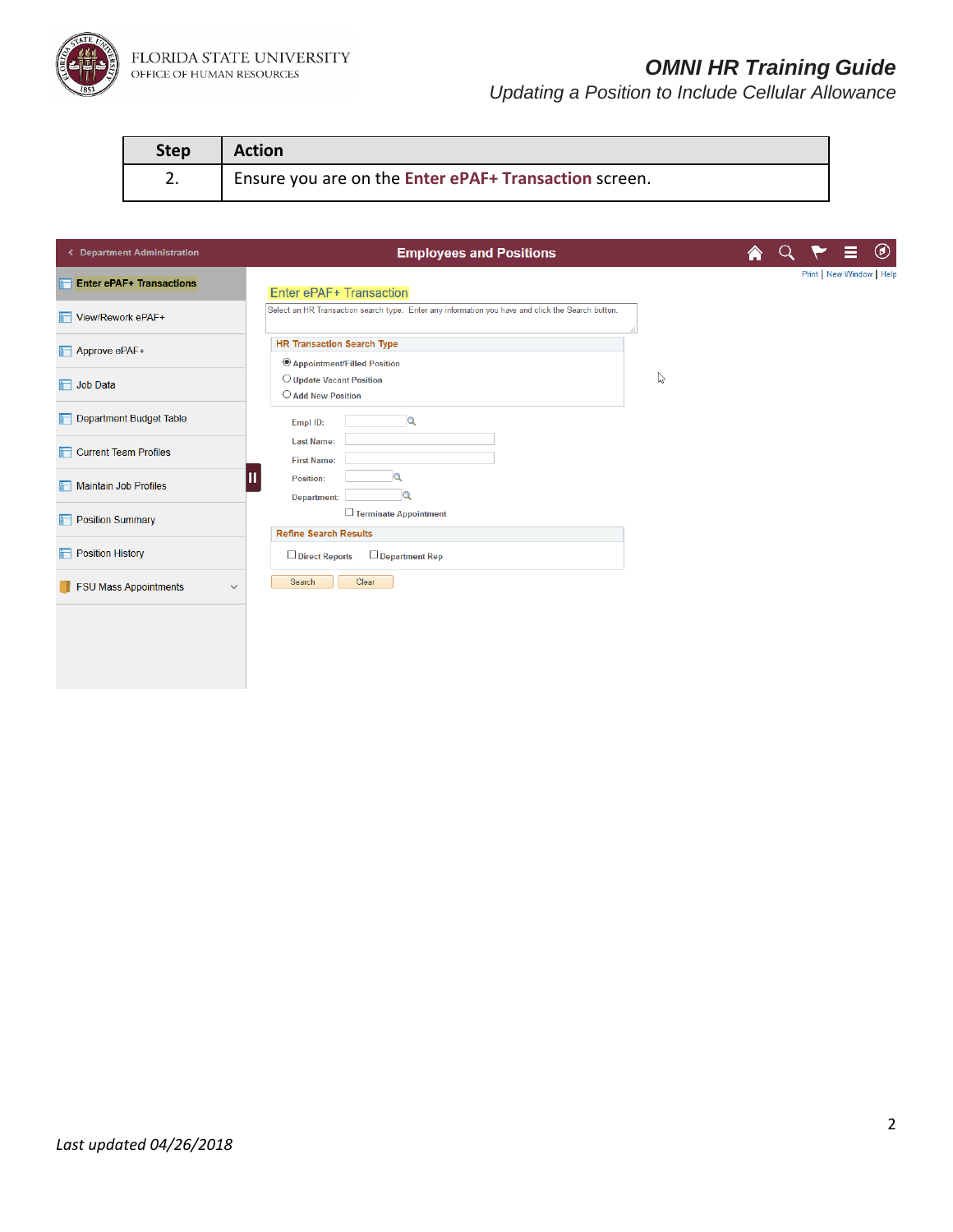| Step | Action |
| --- | --- |
| 2. | Ensure you are on the **Enter ePAF+ Transaction** screen. |

Department Administration

**Employees and Positions**

Print | New Window | Help

- **Enter ePAF+ Transactions**
- View/Rework ePAF+
- Approve ePAF+
- Job Data
- Department Budget Table
- Current Team Profiles
- Maintain Job Profiles
- Position Summary
- Position History
- FSU Mass Appointments

Enter ePAF+ Transaction

Select an HR Transaction search type. Enter any information you have and click the Search button.

**HR Transaction Search Type**

- (selected) Appointment/Filled Position
- Update Vacant Position
- Add New Position

Empl ID:

Last Name:

First Name:

Position:

Department:

☐ Terminate Appointment

**Refine Search Results**

☐ Direct Reports ☐ Department Rep

Search | Clear

*Last updated 04/26/2018*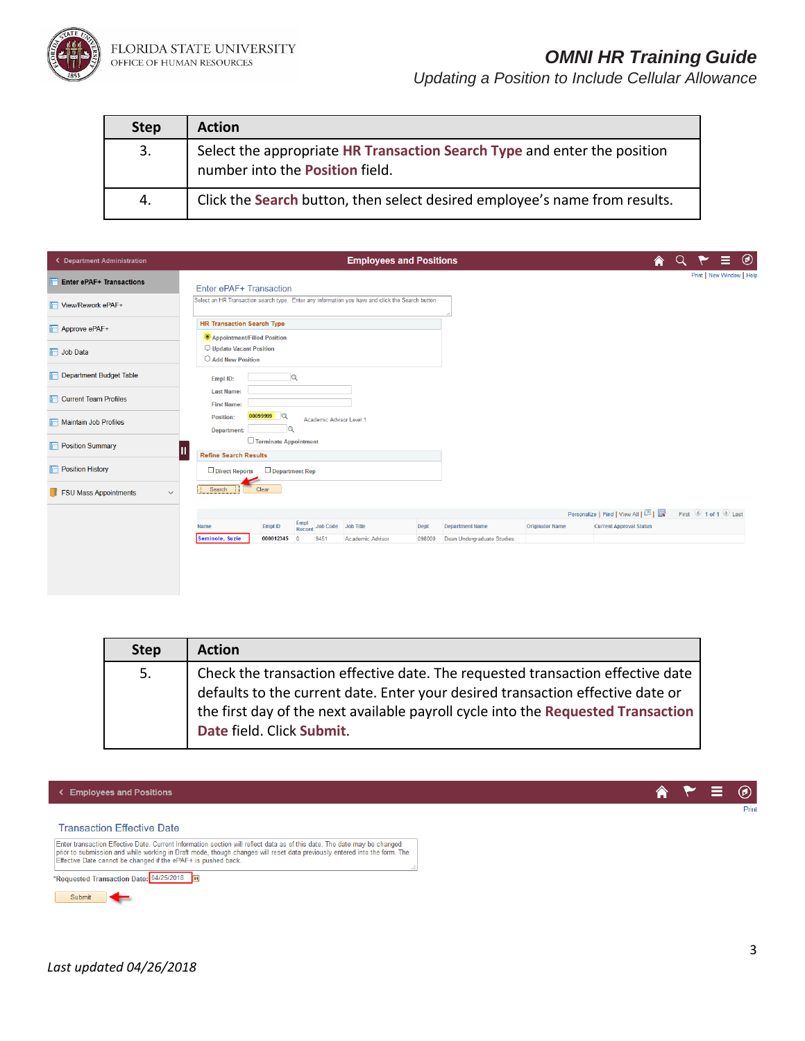| Step | Action |
| --- | --- |
| 3. | Select the appropriate **HR Transaction Search Type** and enter the position number into the **Position** field. |
| 4. | Click the **Search** button, then select desired employee's name from results. |

| Step | Action |
| --- | --- |
| 5. | Check the transaction effective date. The requested transaction effective date defaults to the current date. Enter your desired transaction effective date or the first day of the next available payroll cycle into the **Requested Transaction Date** field. Click **Submit**. |

*Last updated 04/26/2018*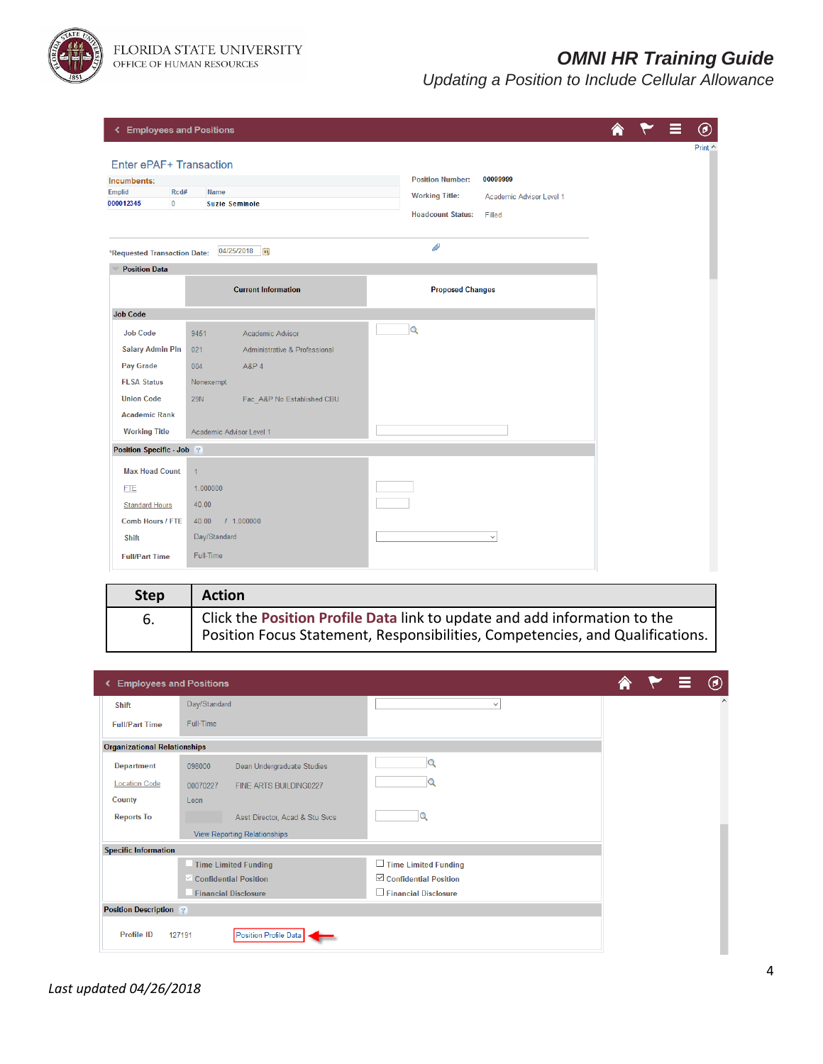| Step | Action |
|---|---|
| 6. | Click the **Position Profile Data** link to update and add information to the Position Focus Statement, Responsibilities, Competencies, and Qualifications. |

*Last updated 04/26/2018*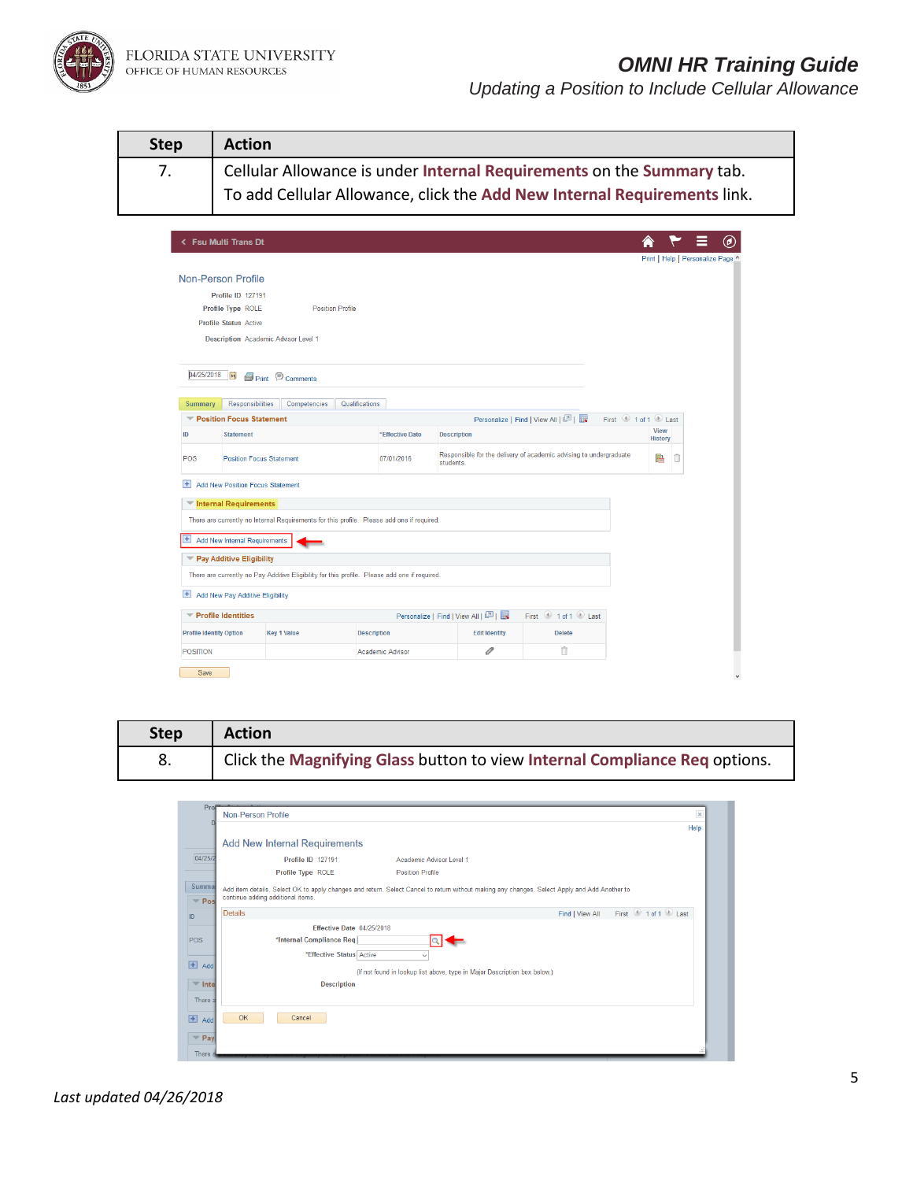| Step | Action |
| --- | --- |
| 7. | Cellular Allowance is under **Internal Requirements** on the **Summary** tab. To add Cellular Allowance, click the **Add New Internal Requirements** link. |

| Step | Action |
| --- | --- |
| 8. | Click the **Magnifying Glass** button to view **Internal Compliance Req** options. |

*Last updated 04/26/2018*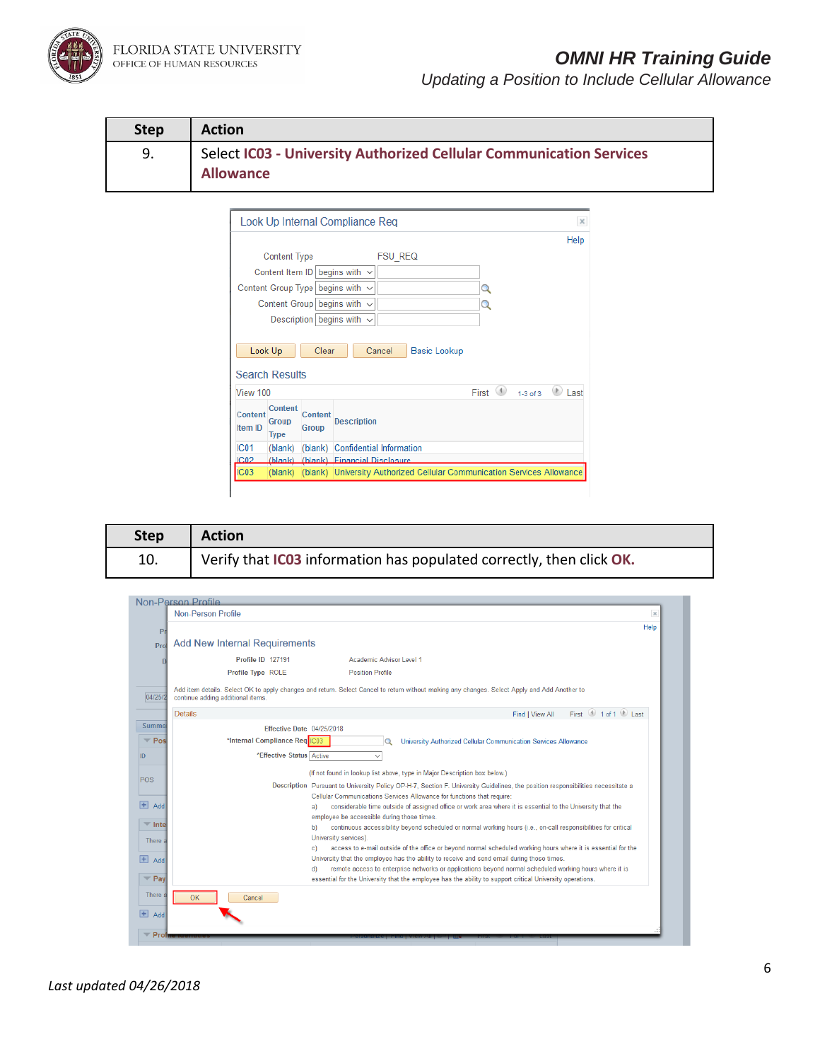| Step | Action |
| --- | --- |
| 9. | Select **IC03 - University Authorized Cellular Communication Services Allowance** |

Look Up Internal Compliance Req

Help

Content Type FSU_REQ

Content Item ID begins with

Content Group Type begins with

Content Group begins with

Description begins with

Look Up Clear Cancel Basic Lookup

Search Results

View 100 First 1-3 of 3 Last

| Content Item ID | Content Group Type | Content Group | Description |
| --- | --- | --- | --- |
| IC01 | (blank) | (blank) | Confidential Information |
| IC02 | (blank) | (blank) | Financial Disclosure |
| IC03 | (blank) | (blank) | University Authorized Cellular Communication Services Allowance |

| Step | Action |
| --- | --- |
| 10. | Verify that **IC03** information has populated correctly, then click **OK.** |

Non-Person Profile

Help

Add New Internal Requirements

Profile ID 127191 Academic Advisor Level 1

Profile Type ROLE Position Profile

Add item details. Select OK to apply changes and return. Select Cancel to return without making any changes. Select Apply and Add Another to continue adding additional items.

Details Find | View All First 1 of 1 Last

Effective Date 04/25/2018

*Internal Compliance Req IC03 University Authorized Cellular Communication Services Allowance

*Effective Status Active

(If not found in lookup list above, type in Major Description box below.)

Description Pursuant to University Policy OP-H-7, Section F. University Guidelines, the position responsibilities necessitate a Cellular Communications Services Allowance for functions that require:

a) considerable time outside of assigned office or work area where it is essential to the University that the employee be accessible during those times.

b) continuous accessibility beyond scheduled or normal working hours (i.e., on-call responsibilities for critical University services).

c) access to e-mail outside of the office or beyond normal scheduled working hours where it is essential for the University that the employee has the ability to receive and send email during those times.

d) remote access to enterprise networks or applications beyond normal scheduled working hours where it is essential for the University that the employee has the ability to support critical University operations.

OK Cancel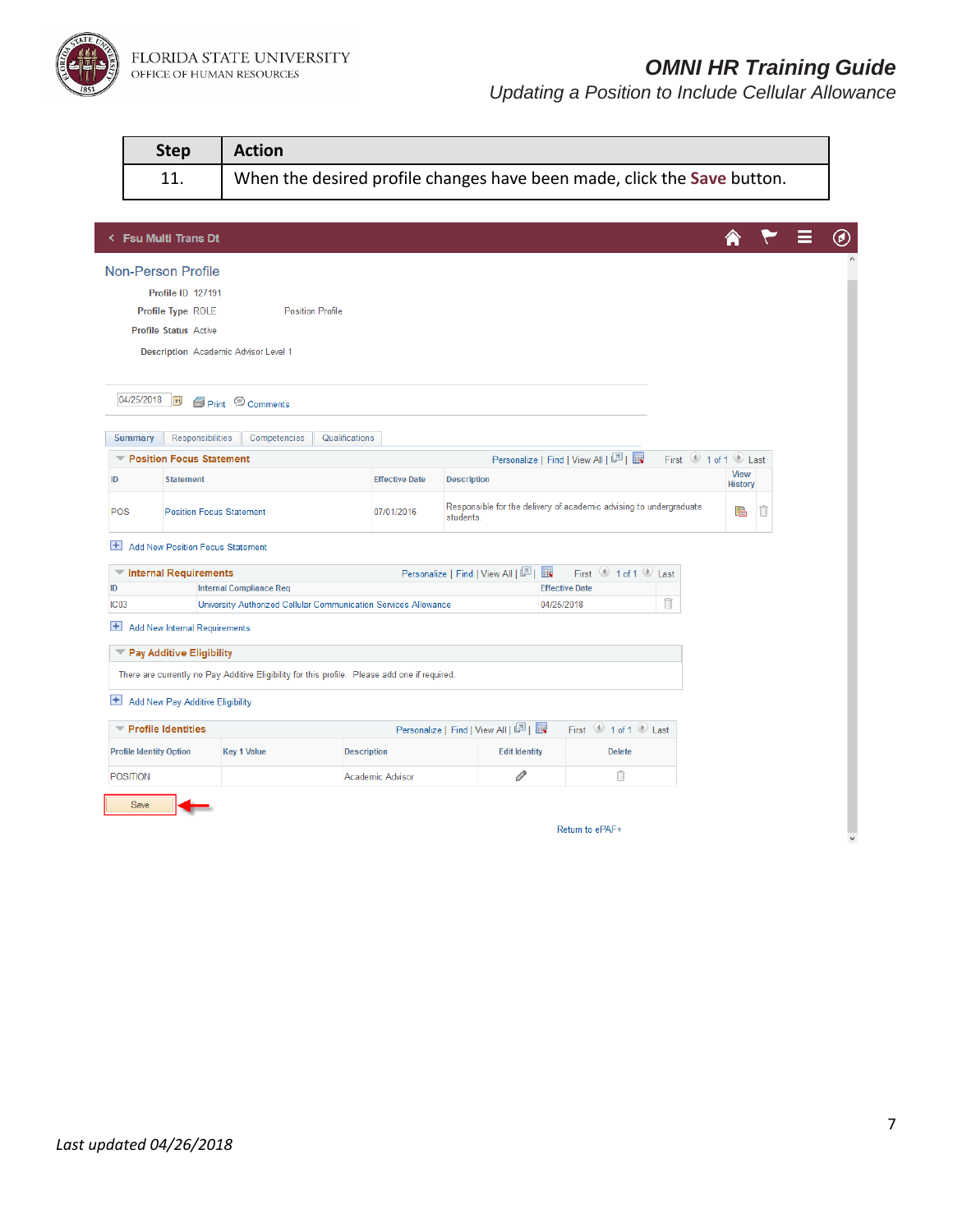| Step | Action |
| --- | --- |
| 11. | When the desired profile changes have been made, click the **Save** button. |

Fsu Multi Trans Dt

Non-Person Profile

Profile ID 127191

Profile Type ROLE Position Profile

Profile Status Active

Description Academic Advisor Level 1

04/25/2018 Print Comments

Summary | Responsibilities | Competencies | Qualifications

**Position Focus Statement** Personalize | Find | View All | First 1 of 1 Last

| ID | Statement | Effective Date | Description | View History |
| --- | --- | --- | --- | --- |
| POS | Position Focus Statement | 07/01/2016 | Responsible for the delivery of academic advising to undergraduate students | |

Add New Position Focus Statement

**Internal Requirements** Personalize | Find | View All | First 1 of 1 Last

| ID | Internal Compliance Req | Effective Date |
| --- | --- | --- |
| IC03 | University Authorized Cellular Communication Services Allowance | 04/26/2018 |

Add New Internal Requirements

**Pay Additive Eligibility**

There are currently no Pay Additive Eligibility for this profile. Please add one if required.

Add New Pay Additive Eligibility

**Profile Identities** Personalize | Find | View All | First 1 of 1 Last

| Profile Identity Option | Key 1 Value | Description | Edit Identity | Delete |
| --- | --- | --- | --- | --- |
| POSITION | | Academic Advisor | | |

Save

Return to ePAF+

*Last updated 04/26/2018*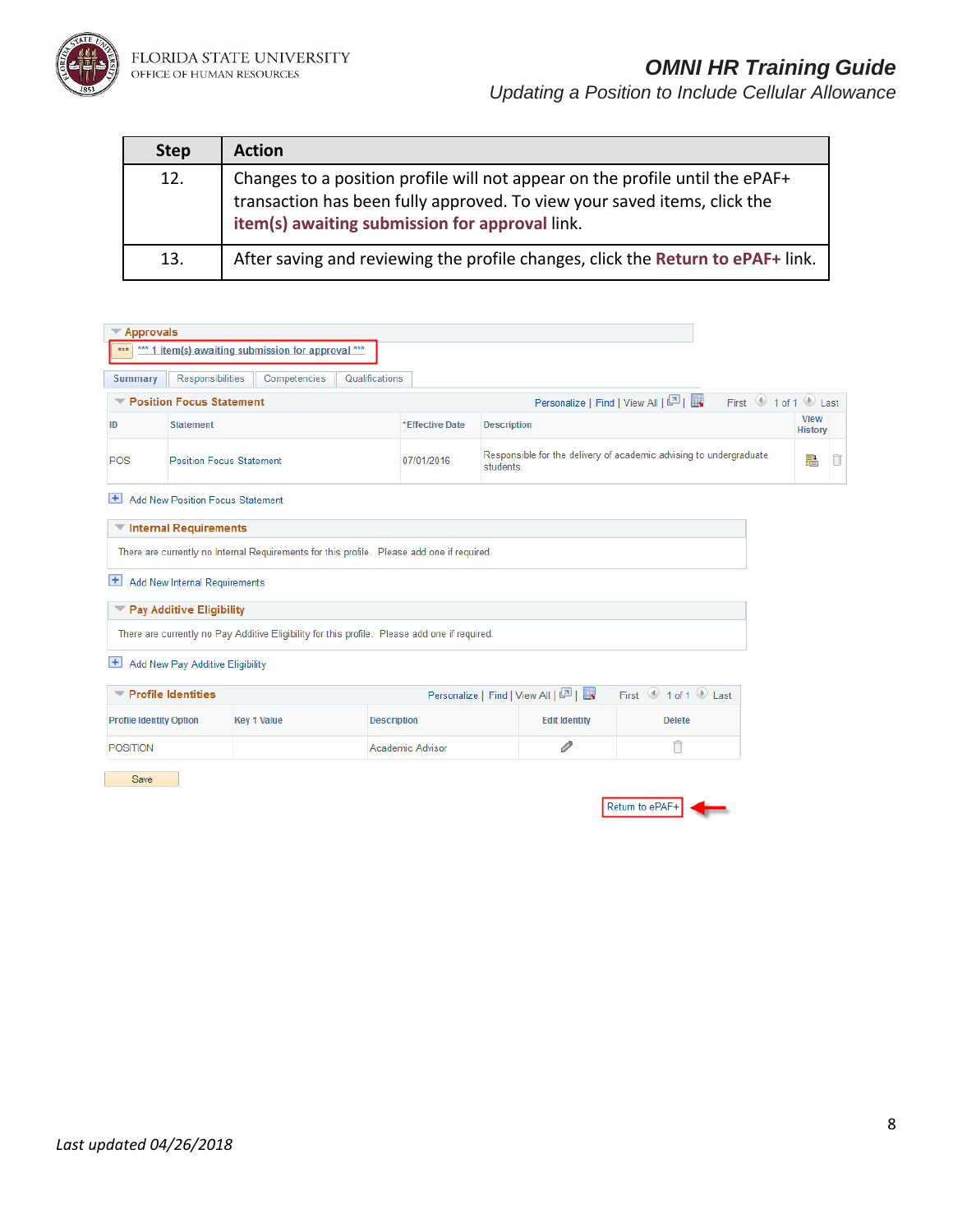| Step | Action |
|---|---|
| 12. | Changes to a position profile will not appear on the profile until the ePAF+ transaction has been fully approved. To view your saved items, click the **item(s) awaiting submission for approval** link. |
| 13. | After saving and reviewing the profile changes, click the **Return to ePAF+** link. |

**Approvals**

*** 1 item(s) awaiting submission for approval ***

Summary | Responsibilities | Competencies | Qualifications

**Position Focus Statement**

| ID | Statement | *Effective Date | Description | View History |
|---|---|---|---|---|
| POS | Position Focus Statement | 07/01/2016 | Responsible for the delivery of academic advising to undergraduate students | |

Add New Position Focus Statement

**Internal Requirements**

There are currently no Internal Requirements for this profile. Please add one if required.

Add New Internal Requirements

**Pay Additive Eligibility**

There are currently no Pay Additive Eligibility for this profile. Please add one if required.

Add New Pay Additive Eligibility

**Profile Identities**

| Profile Identity Option | Key 1 Value | Description | Edit Identity | Delete |
|---|---|---|---|---|
| POSITION | | Academic Advisor | | |

Save

Return to ePAF+

*Last updated 04/26/2018*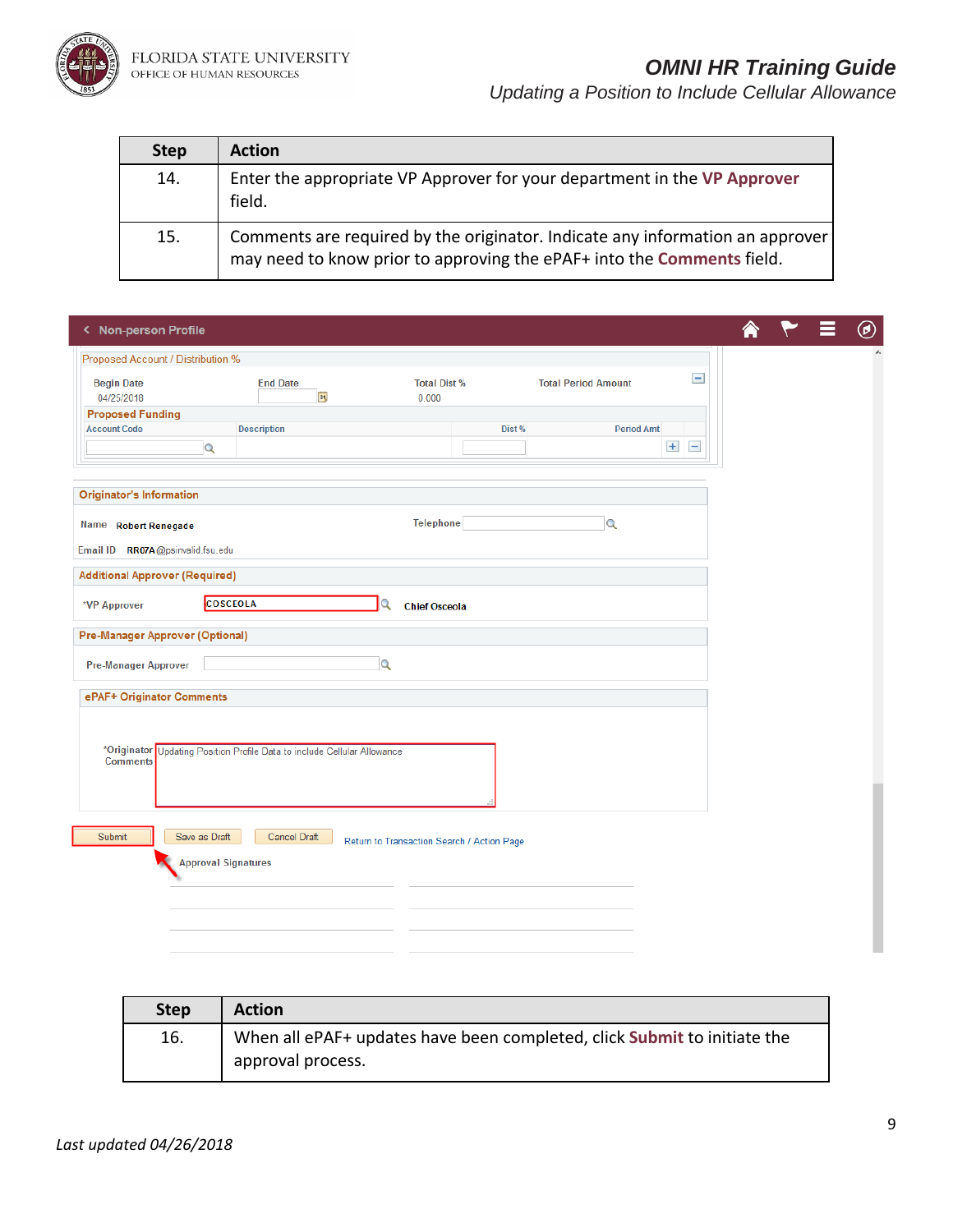| Step | Action |
|---|---|
| 14. | Enter the appropriate VP Approver for your department in the **VP Approver** field. |
| 15. | Comments are required by the originator. Indicate any information an approver may need to know prior to approving the ePAF+ into the **Comments** field. |

| Step | Action |
|---|---|
| 16. | When all ePAF+ updates have been completed, click **Submit** to initiate the approval process. |

*Last updated 04/26/2018*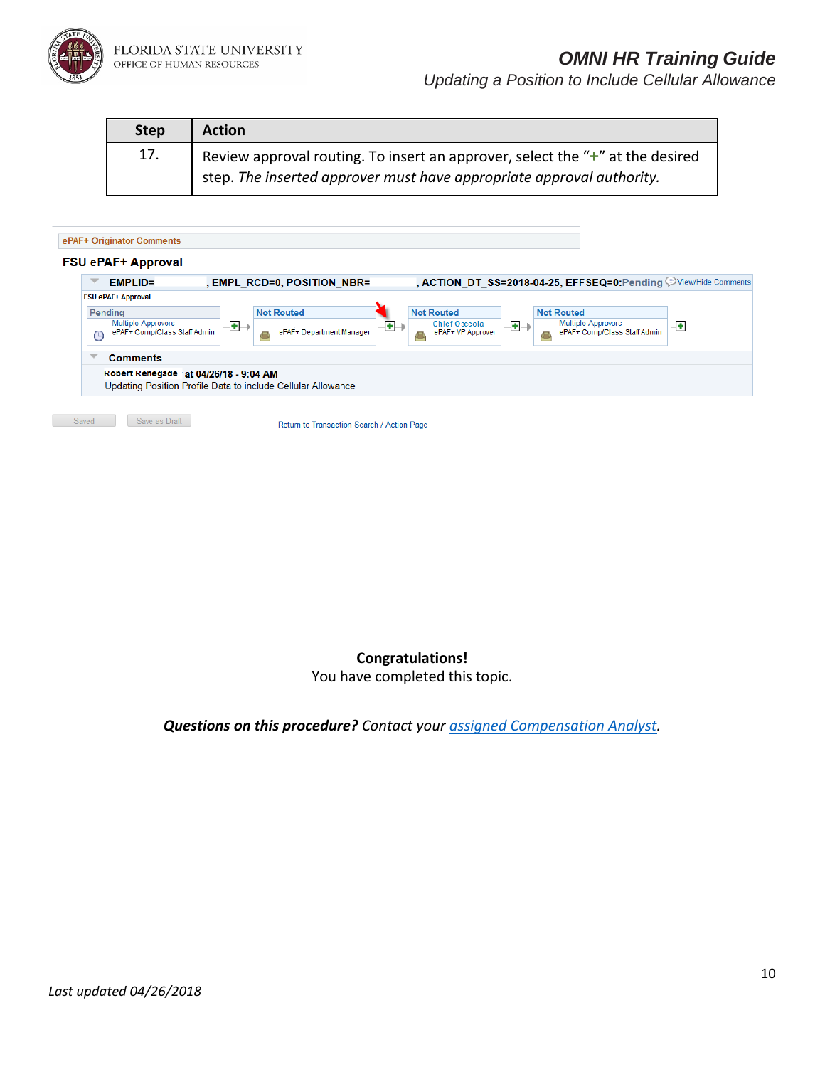| Step | Action |
| --- | --- |
| 17. | Review approval routing. To insert an approver, select the "+" at the desired step. *The inserted approver must have appropriate approval authority.* |

ePAF+ Originator Comments

FSU ePAF+ Approval

EMPLID= , EMPL_RCD=0, POSITION_NBR= , ACTION_DT_SS=2018-04-25, EFFSEQ=0:Pending View/Hide Comments

FSU ePAF+ Approval

Pending
Multiple Approvers
ePAF+ Comp/Class Staff Admin

Not Routed
ePAF+ Department Manager

Not Routed
Chief Osceola
ePAF+ VP Approver

Not Routed
Multiple Approvers
ePAF+ Comp/Class Staff Admin

Comments

Robert Renegade at 04/26/18 - 9:04 AM
Updating Position Profile Data to include Cellular Allowance

Saved Save as Draft Return to Transaction Search / Action Page

**Congratulations!**
You have completed this topic.

***Questions on this procedure?*** *Contact your assigned Compensation Analyst.*

*Last updated 04/26/2018*